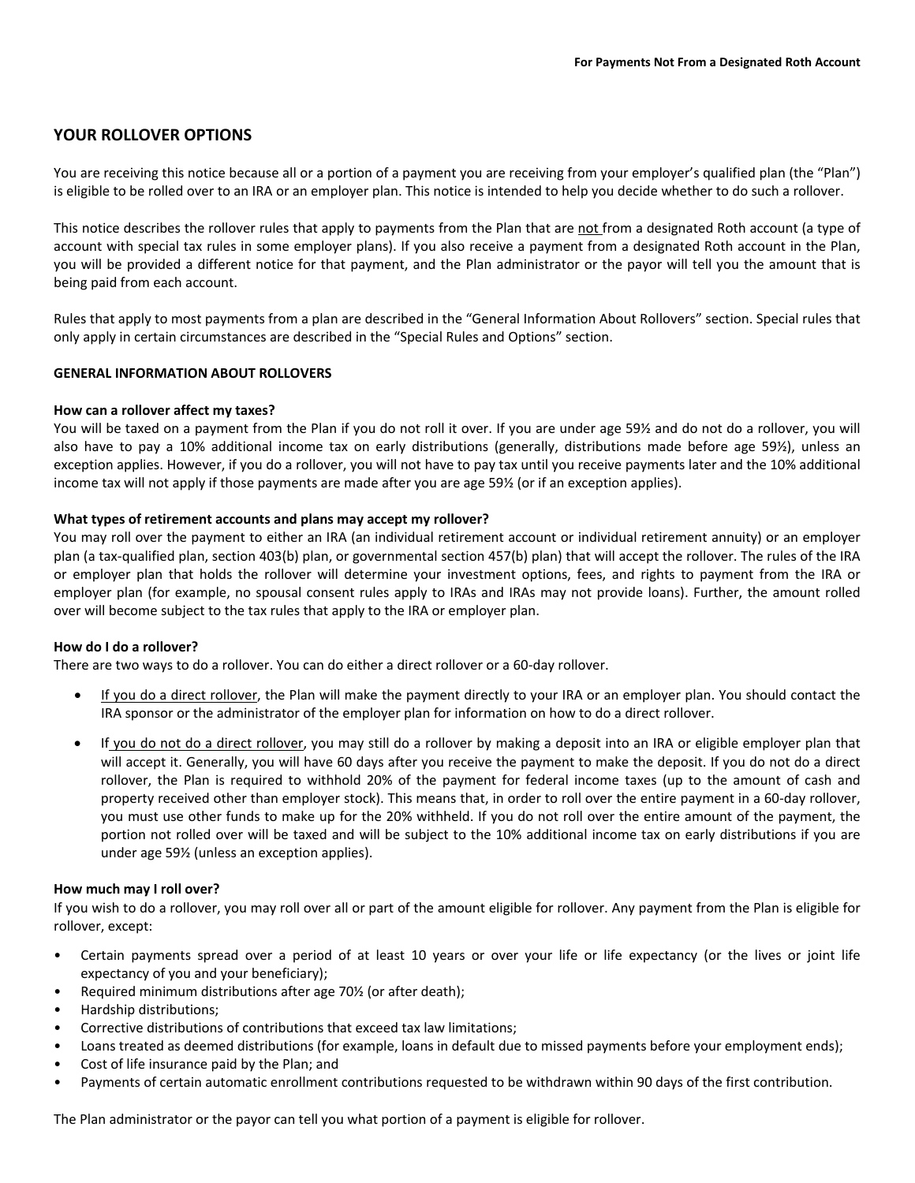For Payments Not From a Designated Roth Account

## YOUR ROLLOVER OPTIONS

You are receiving this notice because all or a portion of a payment you are receiving from your employer's qualified plan (the "Plan") is eligible to be rolled over to an IRA or an employer plan. This notice is intended to help you decide whether to do such a rollover.

This notice describes the rollover rules that apply to payments from the Plan that are not from a designated Roth account (a type of account with special tax rules in some employer plans). If you also receive a payment from a designated Roth account in the Plan, you will be provided a different notice for that payment, and the Plan administrator or the payor will tell you the amount that is being paid from each account.

Rules that apply to most payments from a plan are described in the "General Information About Rollovers" section. Special rules that only apply in certain circumstances are described in the "Special Rules and Options" section.

### GENERAL INFORMATION ABOUT ROLLOVERS

**How can a rollover affect my taxes?**

You will be taxed on a payment from the Plan if you do not roll it over. If you are under age 59½ and do not do a rollover, you will also have to pay a 10% additional income tax on early distributions (generally, distributions made before age 59½), unless an exception applies. However, if you do a rollover, you will not have to pay tax until you receive payments later and the 10% additional income tax will not apply if those payments are made after you are age 59½ (or if an exception applies).

**What types of retirement accounts and plans may accept my rollover?**

You may roll over the payment to either an IRA (an individual retirement account or individual retirement annuity) or an employer plan (a tax-qualified plan, section 403(b) plan, or governmental section 457(b) plan) that will accept the rollover. The rules of the IRA or employer plan that holds the rollover will determine your investment options, fees, and rights to payment from the IRA or employer plan (for example, no spousal consent rules apply to IRAs and IRAs may not provide loans). Further, the amount rolled over will become subject to the tax rules that apply to the IRA or employer plan.

**How do I do a rollover?**

There are two ways to do a rollover. You can do either a direct rollover or a 60-day rollover.

- If you do a direct rollover, the Plan will make the payment directly to your IRA or an employer plan. You should contact the IRA sponsor or the administrator of the employer plan for information on how to do a direct rollover.
- If you do not do a direct rollover, you may still do a rollover by making a deposit into an IRA or eligible employer plan that will accept it. Generally, you will have 60 days after you receive the payment to make the deposit. If you do not do a direct rollover, the Plan is required to withhold 20% of the payment for federal income taxes (up to the amount of cash and property received other than employer stock). This means that, in order to roll over the entire payment in a 60-day rollover, you must use other funds to make up for the 20% withheld. If you do not roll over the entire amount of the payment, the portion not rolled over will be taxed and will be subject to the 10% additional income tax on early distributions if you are under age 59½ (unless an exception applies).

**How much may I roll over?**

If you wish to do a rollover, you may roll over all or part of the amount eligible for rollover. Any payment from the Plan is eligible for rollover, except:

- Certain payments spread over a period of at least 10 years or over your life or life expectancy (or the lives or joint life expectancy of you and your beneficiary);
- Required minimum distributions after age 70½ (or after death);
- Hardship distributions;
- Corrective distributions of contributions that exceed tax law limitations;
- Loans treated as deemed distributions (for example, loans in default due to missed payments before your employment ends);
- Cost of life insurance paid by the Plan; and
- Payments of certain automatic enrollment contributions requested to be withdrawn within 90 days of the first contribution.

The Plan administrator or the payor can tell you what portion of a payment is eligible for rollover.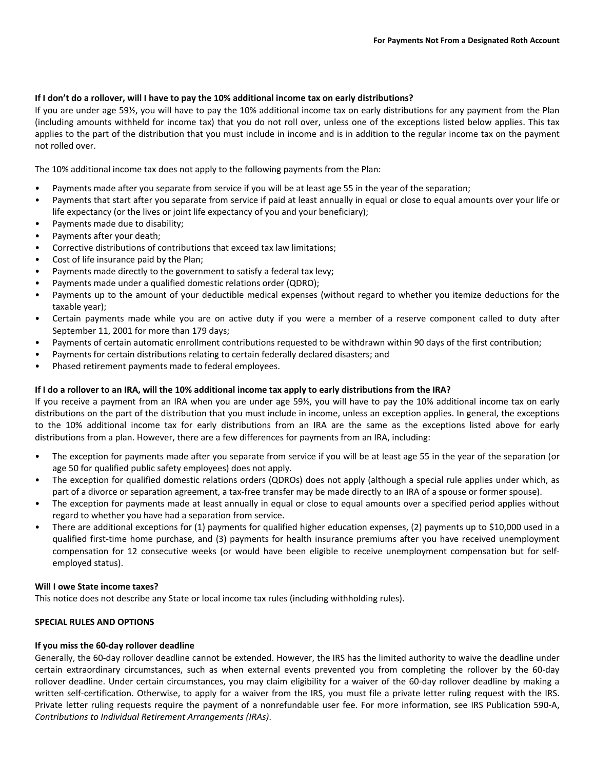**If I don't do a rollover, will I have to pay the 10% additional income tax on early distributions?**

If you are under age 59½, you will have to pay the 10% additional income tax on early distributions for any payment from the Plan (including amounts withheld for income tax) that you do not roll over, unless one of the exceptions listed below applies. This tax applies to the part of the distribution that you must include in income and is in addition to the regular income tax on the payment not rolled over.

The 10% additional income tax does not apply to the following payments from the Plan:

- Payments made after you separate from service if you will be at least age 55 in the year of the separation;
- Payments that start after you separate from service if paid at least annually in equal or close to equal amounts over your life or life expectancy (or the lives or joint life expectancy of you and your beneficiary);
- Payments made due to disability;
- Payments after your death;
- Corrective distributions of contributions that exceed tax law limitations;
- Cost of life insurance paid by the Plan;
- Payments made directly to the government to satisfy a federal tax levy;
- Payments made under a qualified domestic relations order (QDRO);
- Payments up to the amount of your deductible medical expenses (without regard to whether you itemize deductions for the taxable year);
- Certain payments made while you are on active duty if you were a member of a reserve component called to duty after September 11, 2001 for more than 179 days;
- Payments of certain automatic enrollment contributions requested to be withdrawn within 90 days of the first contribution;
- Payments for certain distributions relating to certain federally declared disasters; and
- Phased retirement payments made to federal employees.

**If I do a rollover to an IRA, will the 10% additional income tax apply to early distributions from the IRA?**

If you receive a payment from an IRA when you are under age 59½, you will have to pay the 10% additional income tax on early distributions on the part of the distribution that you must include in income, unless an exception applies. In general, the exceptions to the 10% additional income tax for early distributions from an IRA are the same as the exceptions listed above for early distributions from a plan. However, there are a few differences for payments from an IRA, including:

- The exception for payments made after you separate from service if you will be at least age 55 in the year of the separation (or age 50 for qualified public safety employees) does not apply.
- The exception for qualified domestic relations orders (QDROs) does not apply (although a special rule applies under which, as part of a divorce or separation agreement, a tax-free transfer may be made directly to an IRA of a spouse or former spouse).
- The exception for payments made at least annually in equal or close to equal amounts over a specified period applies without regard to whether you have had a separation from service.
- There are additional exceptions for (1) payments for qualified higher education expenses, (2) payments up to $10,000 used in a qualified first-time home purchase, and (3) payments for health insurance premiums after you have received unemployment compensation for 12 consecutive weeks (or would have been eligible to receive unemployment compensation but for self-employed status).

**Will I owe State income taxes?**

This notice does not describe any State or local income tax rules (including withholding rules).

**SPECIAL RULES AND OPTIONS**

**If you miss the 60-day rollover deadline**

Generally, the 60-day rollover deadline cannot be extended. However, the IRS has the limited authority to waive the deadline under certain extraordinary circumstances, such as when external events prevented you from completing the rollover by the 60-day rollover deadline. Under certain circumstances, you may claim eligibility for a waiver of the 60-day rollover deadline by making a written self-certification. Otherwise, to apply for a waiver from the IRS, you must file a private letter ruling request with the IRS. Private letter ruling requests require the payment of a nonrefundable user fee. For more information, see IRS Publication 590-A, *Contributions to Individual Retirement Arrangements (IRAs)*.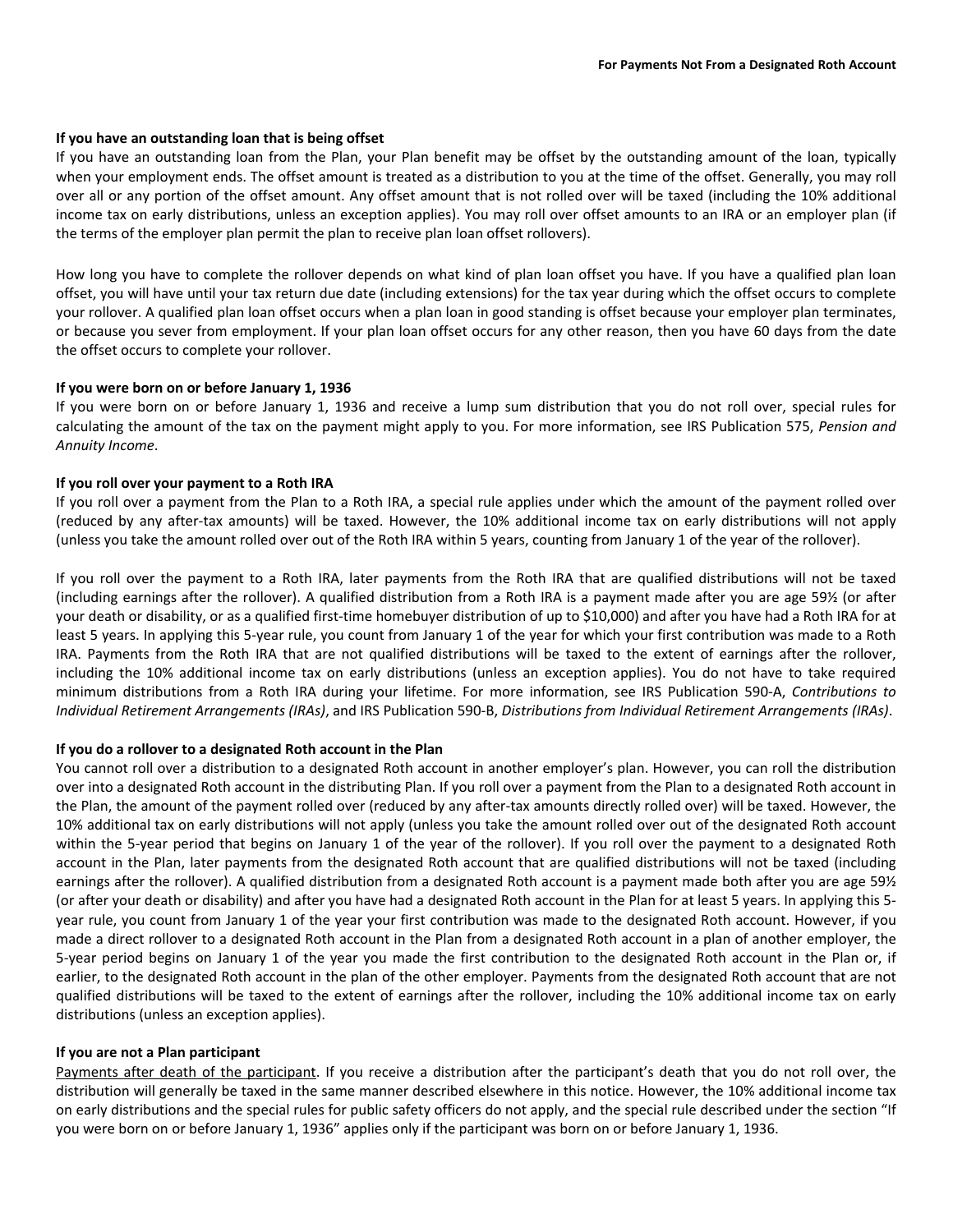#### If you have an outstanding loan that is being offset

If you have an outstanding loan from the Plan, your Plan benefit may be offset by the outstanding amount of the loan, typically when your employment ends. The offset amount is treated as a distribution to you at the time of the offset. Generally, you may roll over all or any portion of the offset amount. Any offset amount that is not rolled over will be taxed (including the 10% additional income tax on early distributions, unless an exception applies). You may roll over offset amounts to an IRA or an employer plan (if the terms of the employer plan permit the plan to receive plan loan offset rollovers).

How long you have to complete the rollover depends on what kind of plan loan offset you have. If you have a qualified plan loan offset, you will have until your tax return due date (including extensions) for the tax year during which the offset occurs to complete your rollover. A qualified plan loan offset occurs when a plan loan in good standing is offset because your employer plan terminates, or because you sever from employment. If your plan loan offset occurs for any other reason, then you have 60 days from the date the offset occurs to complete your rollover.

#### If you were born on or before January 1, 1936

If you were born on or before January 1, 1936 and receive a lump sum distribution that you do not roll over, special rules for calculating the amount of the tax on the payment might apply to you. For more information, see IRS Publication 575, *Pension and Annuity Income*.

#### If you roll over your payment to a Roth IRA

If you roll over a payment from the Plan to a Roth IRA, a special rule applies under which the amount of the payment rolled over (reduced by any after-tax amounts) will be taxed. However, the 10% additional income tax on early distributions will not apply (unless you take the amount rolled over out of the Roth IRA within 5 years, counting from January 1 of the year of the rollover).

If you roll over the payment to a Roth IRA, later payments from the Roth IRA that are qualified distributions will not be taxed (including earnings after the rollover). A qualified distribution from a Roth IRA is a payment made after you are age 59½ (or after your death or disability, or as a qualified first-time homebuyer distribution of up to $10,000) and after you have had a Roth IRA for at least 5 years. In applying this 5-year rule, you count from January 1 of the year for which your first contribution was made to a Roth IRA. Payments from the Roth IRA that are not qualified distributions will be taxed to the extent of earnings after the rollover, including the 10% additional income tax on early distributions (unless an exception applies). You do not have to take required minimum distributions from a Roth IRA during your lifetime. For more information, see IRS Publication 590-A, *Contributions to Individual Retirement Arrangements (IRAs)*, and IRS Publication 590-B, *Distributions from Individual Retirement Arrangements (IRAs)*.

#### If you do a rollover to a designated Roth account in the Plan

You cannot roll over a distribution to a designated Roth account in another employer's plan. However, you can roll the distribution over into a designated Roth account in the distributing Plan. If you roll over a payment from the Plan to a designated Roth account in the Plan, the amount of the payment rolled over (reduced by any after-tax amounts directly rolled over) will be taxed. However, the 10% additional tax on early distributions will not apply (unless you take the amount rolled over out of the designated Roth account within the 5-year period that begins on January 1 of the year of the rollover). If you roll over the payment to a designated Roth account in the Plan, later payments from the designated Roth account that are qualified distributions will not be taxed (including earnings after the rollover). A qualified distribution from a designated Roth account is a payment made both after you are age 59½ (or after your death or disability) and after you have had a designated Roth account in the Plan for at least 5 years. In applying this 5-year rule, you count from January 1 of the year your first contribution was made to the designated Roth account. However, if you made a direct rollover to a designated Roth account in the Plan from a designated Roth account in a plan of another employer, the 5-year period begins on January 1 of the year you made the first contribution to the designated Roth account in the Plan or, if earlier, to the designated Roth account in the plan of the other employer. Payments from the designated Roth account that are not qualified distributions will be taxed to the extent of earnings after the rollover, including the 10% additional income tax on early distributions (unless an exception applies).

#### If you are not a Plan participant

Payments after death of the participant. If you receive a distribution after the participant's death that you do not roll over, the distribution will generally be taxed in the same manner described elsewhere in this notice. However, the 10% additional income tax on early distributions and the special rules for public safety officers do not apply, and the special rule described under the section "If you were born on or before January 1, 1936" applies only if the participant was born on or before January 1, 1936.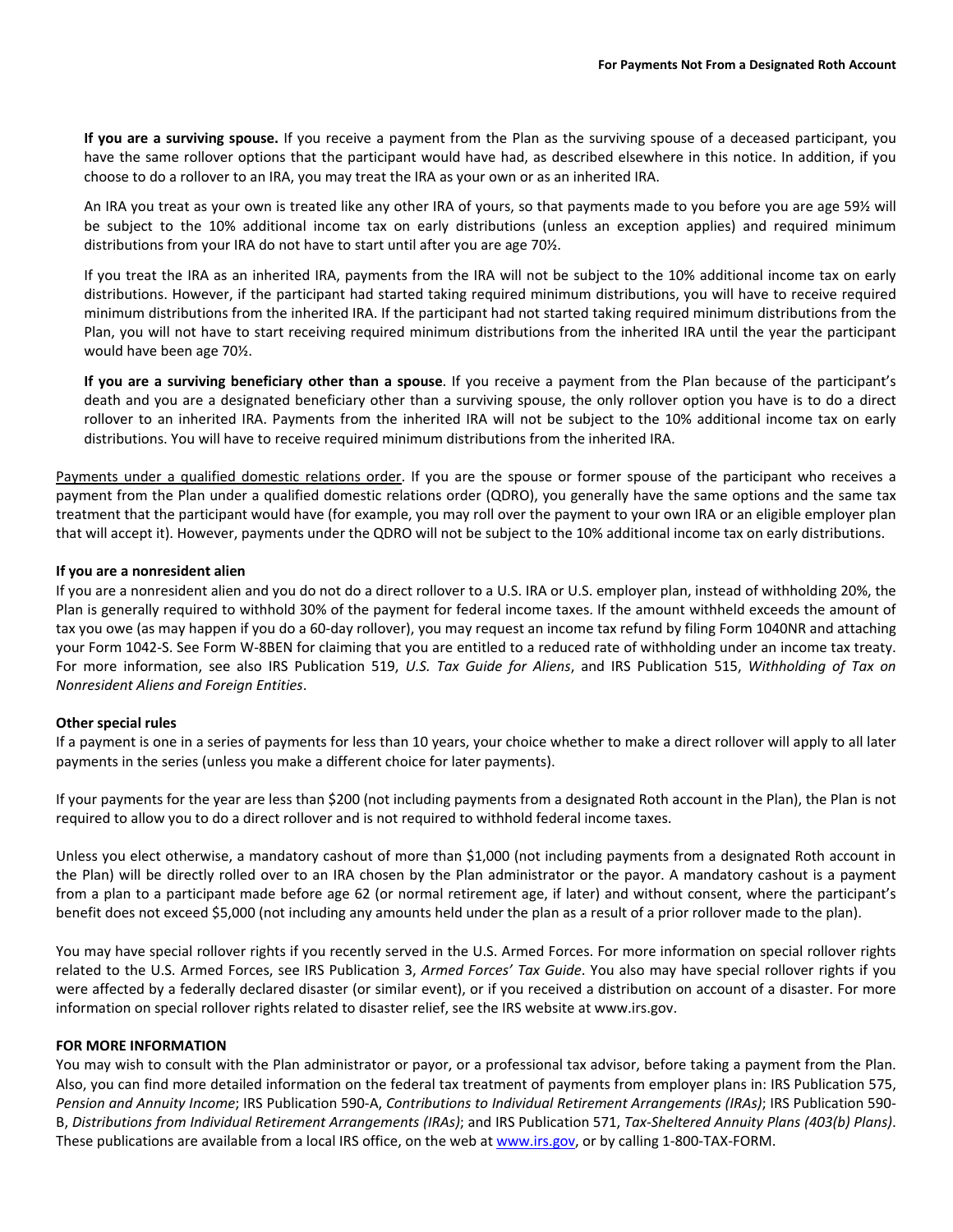**If you are a surviving spouse.** If you receive a payment from the Plan as the surviving spouse of a deceased participant, you have the same rollover options that the participant would have had, as described elsewhere in this notice. In addition, if you choose to do a rollover to an IRA, you may treat the IRA as your own or as an inherited IRA.

An IRA you treat as your own is treated like any other IRA of yours, so that payments made to you before you are age 59½ will be subject to the 10% additional income tax on early distributions (unless an exception applies) and required minimum distributions from your IRA do not have to start until after you are age 70½.

If you treat the IRA as an inherited IRA, payments from the IRA will not be subject to the 10% additional income tax on early distributions. However, if the participant had started taking required minimum distributions, you will have to receive required minimum distributions from the inherited IRA. If the participant had not started taking required minimum distributions from the Plan, you will not have to start receiving required minimum distributions from the inherited IRA until the year the participant would have been age 70½.

**If you are a surviving beneficiary other than a spouse**. If you receive a payment from the Plan because of the participant's death and you are a designated beneficiary other than a surviving spouse, the only rollover option you have is to do a direct rollover to an inherited IRA. Payments from the inherited IRA will not be subject to the 10% additional income tax on early distributions. You will have to receive required minimum distributions from the inherited IRA.

Payments under a qualified domestic relations order. If you are the spouse or former spouse of the participant who receives a payment from the Plan under a qualified domestic relations order (QDRO), you generally have the same options and the same tax treatment that the participant would have (for example, you may roll over the payment to your own IRA or an eligible employer plan that will accept it). However, payments under the QDRO will not be subject to the 10% additional income tax on early distributions.

**If you are a nonresident alien**

If you are a nonresident alien and you do not do a direct rollover to a U.S. IRA or U.S. employer plan, instead of withholding 20%, the Plan is generally required to withhold 30% of the payment for federal income taxes. If the amount withheld exceeds the amount of tax you owe (as may happen if you do a 60-day rollover), you may request an income tax refund by filing Form 1040NR and attaching your Form 1042-S. See Form W-8BEN for claiming that you are entitled to a reduced rate of withholding under an income tax treaty. For more information, see also IRS Publication 519, *U.S. Tax Guide for Aliens*, and IRS Publication 515, *Withholding of Tax on Nonresident Aliens and Foreign Entities*.

**Other special rules**

If a payment is one in a series of payments for less than 10 years, your choice whether to make a direct rollover will apply to all later payments in the series (unless you make a different choice for later payments).

If your payments for the year are less than $200 (not including payments from a designated Roth account in the Plan), the Plan is not required to allow you to do a direct rollover and is not required to withhold federal income taxes.

Unless you elect otherwise, a mandatory cashout of more than $1,000 (not including payments from a designated Roth account in the Plan) will be directly rolled over to an IRA chosen by the Plan administrator or the payor. A mandatory cashout is a payment from a plan to a participant made before age 62 (or normal retirement age, if later) and without consent, where the participant's benefit does not exceed $5,000 (not including any amounts held under the plan as a result of a prior rollover made to the plan).

You may have special rollover rights if you recently served in the U.S. Armed Forces. For more information on special rollover rights related to the U.S. Armed Forces, see IRS Publication 3, *Armed Forces' Tax Guide*. You also may have special rollover rights if you were affected by a federally declared disaster (or similar event), or if you received a distribution on account of a disaster. For more information on special rollover rights related to disaster relief, see the IRS website at www.irs.gov.

**FOR MORE INFORMATION**

You may wish to consult with the Plan administrator or payor, or a professional tax advisor, before taking a payment from the Plan. Also, you can find more detailed information on the federal tax treatment of payments from employer plans in: IRS Publication 575, *Pension and Annuity Income*; IRS Publication 590-A, *Contributions to Individual Retirement Arrangements (IRAs)*; IRS Publication 590-B, *Distributions from Individual Retirement Arrangements (IRAs)*; and IRS Publication 571, *Tax-Sheltered Annuity Plans (403(b) Plans)*. These publications are available from a local IRS office, on the web at www.irs.gov, or by calling 1-800-TAX-FORM.